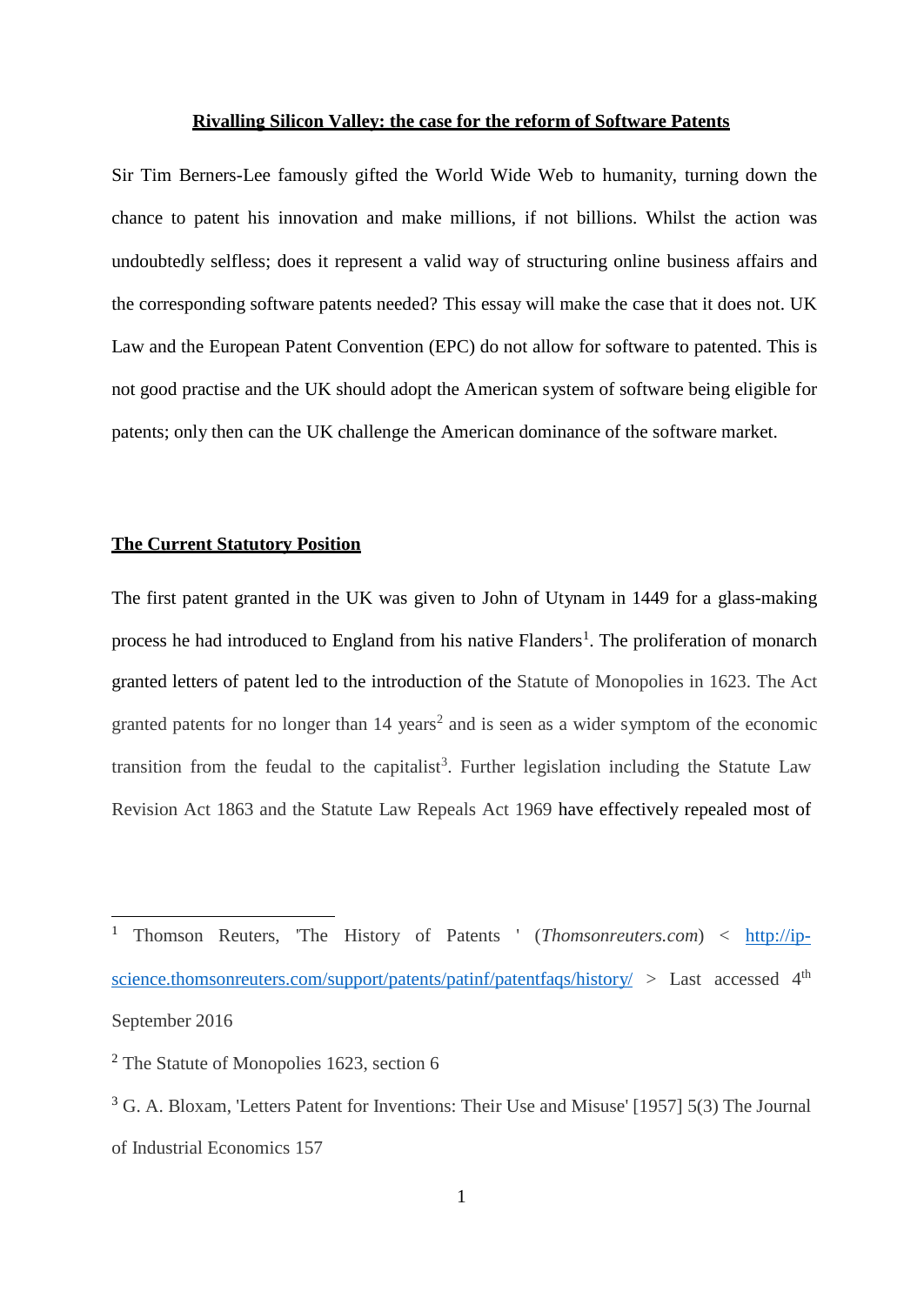**Rivalling Silicon Valley: the case for the reform of Software Patents**

Sir Tim Berners-Lee famously gifted the World Wide Web to humanity, turning down the chance to patent his innovation and make millions, if not billions. Whilst the action was undoubtedly selfless; does it represent a valid way of structuring online business affairs and the corresponding software patents needed? This essay will make the case that it does not. UK Law and the European Patent Convention (EPC) do not allow for software to patented. This is not good practise and the UK should adopt the American system of software being eligible for patents; only then can the UK challenge the American dominance of the software market.

## The Current Statutory Position

The first patent granted in the UK was given to John of Utynam in 1449 for a glass-making process he had introduced to England from his native Flanders[1]. The proliferation of monarch granted letters of patent led to the introduction of the Statute of Monopolies in 1623. The Act granted patents for no longer than 14 years[2] and is seen as a wider symptom of the economic transition from the feudal to the capitalist[3]. Further legislation including the Statute Law Revision Act 1863 and the Statute Law Repeals Act 1969 have effectively repealed most of

---

[1] Thomson Reuters, 'The History of Patents ' (*Thomsonreuters.com*) < http://ip-science.thomsonreuters.com/support/patents/patinf/patentfaqs/history/ > Last accessed 4th September 2016

[2] The Statute of Monopolies 1623, section 6

[3] G. A. Bloxam, 'Letters Patent for Inventions: Their Use and Misuse' [1957] 5(3) The Journal of Industrial Economics 157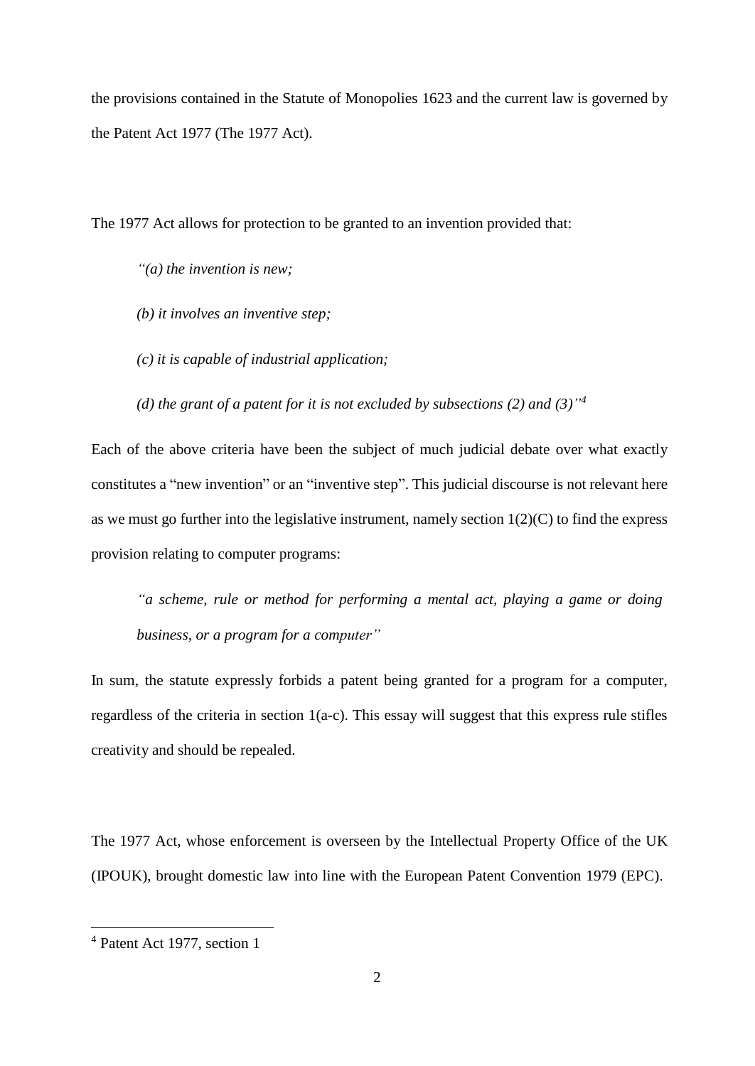the provisions contained in the Statute of Monopolies 1623 and the current law is governed by the Patent Act 1977 (The 1977 Act).

The 1977 Act allows for protection to be granted to an invention provided that:

> *"(a) the invention is new;*
>
> *(b) it involves an inventive step;*
>
> *(c) it is capable of industrial application;*
>
> *(d) the grant of a patent for it is not excluded by subsections (2) and (3)"*[4]

Each of the above criteria have been the subject of much judicial debate over what exactly constitutes a "new invention" or an "inventive step". This judicial discourse is not relevant here as we must go further into the legislative instrument, namely section 1(2)(C) to find the express provision relating to computer programs:

> *"a scheme, rule or method for performing a mental act, playing a game or doing business, or a program for a computer"*

In sum, the statute expressly forbids a patent being granted for a program for a computer, regardless of the criteria in section 1(a-c). This essay will suggest that this express rule stifles creativity and should be repealed.

The 1977 Act, whose enforcement is overseen by the Intellectual Property Office of the UK (IPOUK), brought domestic law into line with the European Patent Convention 1979 (EPC).

---

[4] Patent Act 1977, section 1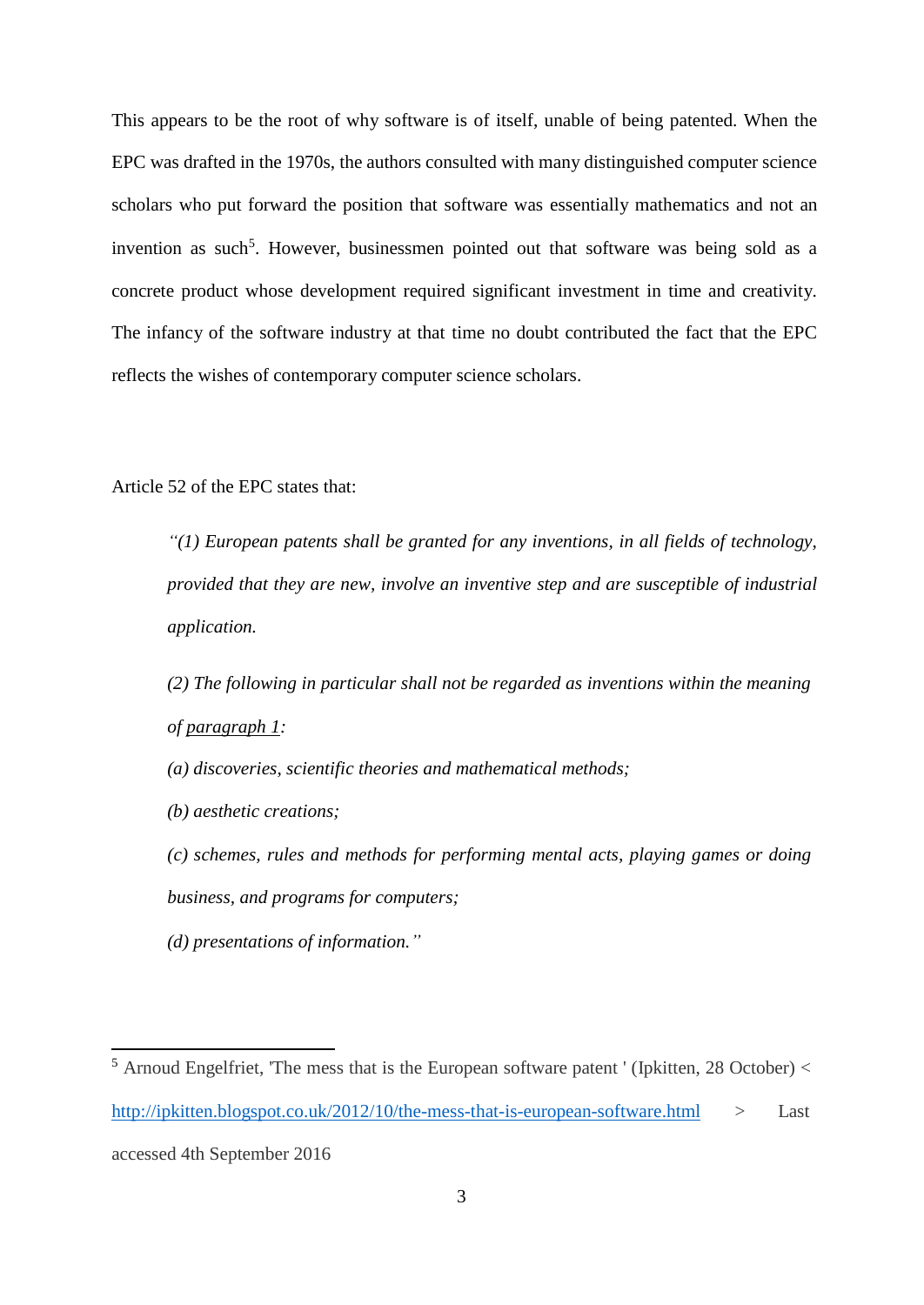This appears to be the root of why software is of itself, unable of being patented. When the EPC was drafted in the 1970s, the authors consulted with many distinguished computer science scholars who put forward the position that software was essentially mathematics and not an invention as such[5]. However, businessmen pointed out that software was being sold as a concrete product whose development required significant investment in time and creativity. The infancy of the software industry at that time no doubt contributed the fact that the EPC reflects the wishes of contemporary computer science scholars.

Article 52 of the EPC states that:

> *"(1) European patents shall be granted for any inventions, in all fields of technology, provided that they are new, involve an inventive step and are susceptible of industrial application.*
>
> *(2) The following in particular shall not be regarded as inventions within the meaning of paragraph 1:*
>
> *(a) discoveries, scientific theories and mathematical methods;*
>
> *(b) aesthetic creations;*
>
> *(c) schemes, rules and methods for performing mental acts, playing games or doing business, and programs for computers;*
>
> *(d) presentations of information."*

---

[5] Arnoud Engelfriet, 'The mess that is the European software patent ' (Ipkitten, 28 October) < http://ipkitten.blogspot.co.uk/2012/10/the-mess-that-is-european-software.html > Last accessed 4th September 2016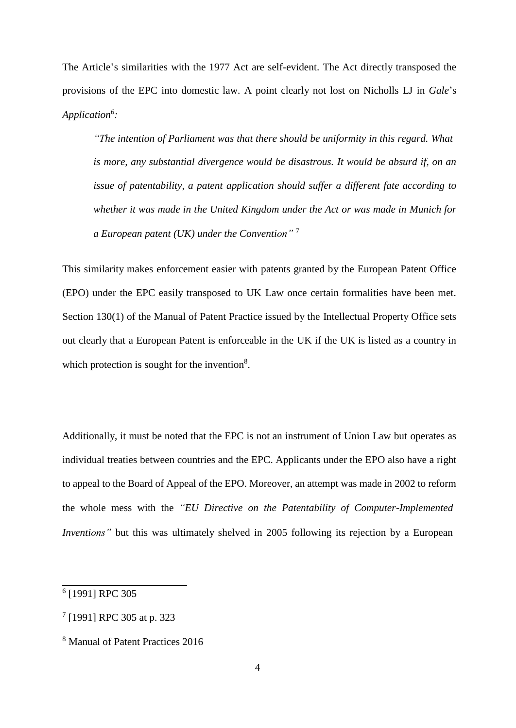The Article's similarities with the 1977 Act are self-evident. The Act directly transposed the provisions of the EPC into domestic law. A point clearly not lost on Nicholls LJ in *Gale*'s *Application*[6]*:*

> *"The intention of Parliament was that there should be uniformity in this regard. What is more, any substantial divergence would be disastrous. It would be absurd if, on an issue of patentability, a patent application should suffer a different fate according to whether it was made in the United Kingdom under the Act or was made in Munich for a European patent (UK) under the Convention"* [7]

This similarity makes enforcement easier with patents granted by the European Patent Office (EPO) under the EPC easily transposed to UK Law once certain formalities have been met. Section 130(1) of the Manual of Patent Practice issued by the Intellectual Property Office sets out clearly that a European Patent is enforceable in the UK if the UK is listed as a country in which protection is sought for the invention[8].

Additionally, it must be noted that the EPC is not an instrument of Union Law but operates as individual treaties between countries and the EPC. Applicants under the EPO also have a right to appeal to the Board of Appeal of the EPO. Moreover, an attempt was made in 2002 to reform the whole mess with the *"EU Directive on the Patentability of Computer-Implemented Inventions"* but this was ultimately shelved in 2005 following its rejection by a European

---

[6] [1991] RPC 305

[7] [1991] RPC 305 at p. 323

[8] Manual of Patent Practices 2016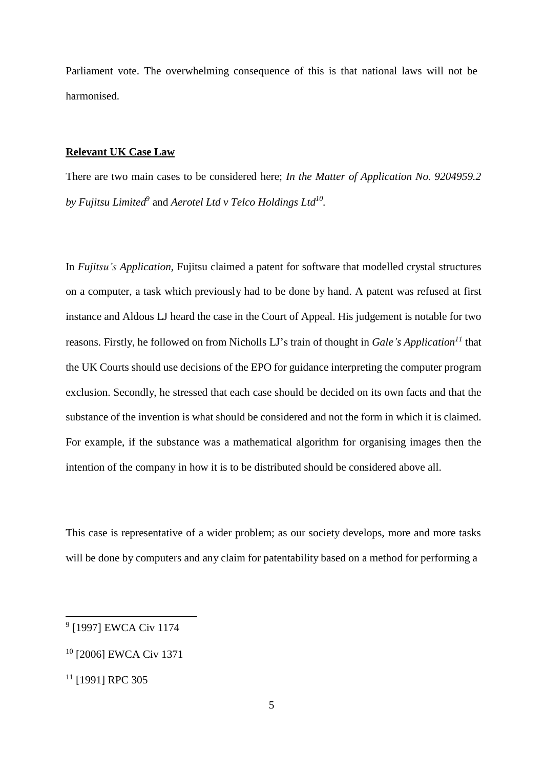Parliament vote. The overwhelming consequence of this is that national laws will not be harmonised.

**Relevant UK Case Law**

There are two main cases to be considered here; *In the Matter of Application No. 9204959.2 by Fujitsu Limited*[9] and *Aerotel Ltd v Telco Holdings Ltd*[10].

In *Fujitsu's Application*, Fujitsu claimed a patent for software that modelled crystal structures on a computer, a task which previously had to be done by hand. A patent was refused at first instance and Aldous LJ heard the case in the Court of Appeal. His judgement is notable for two reasons. Firstly, he followed on from Nicholls LJ's train of thought in *Gale's Application*[11] that the UK Courts should use decisions of the EPO for guidance interpreting the computer program exclusion. Secondly, he stressed that each case should be decided on its own facts and that the substance of the invention is what should be considered and not the form in which it is claimed. For example, if the substance was a mathematical algorithm for organising images then the intention of the company in how it is to be distributed should be considered above all.

This case is representative of a wider problem; as our society develops, more and more tasks will be done by computers and any claim for patentability based on a method for performing a

---

[9] [1997] EWCA Civ 1174

[10] [2006] EWCA Civ 1371

[11] [1991] RPC 305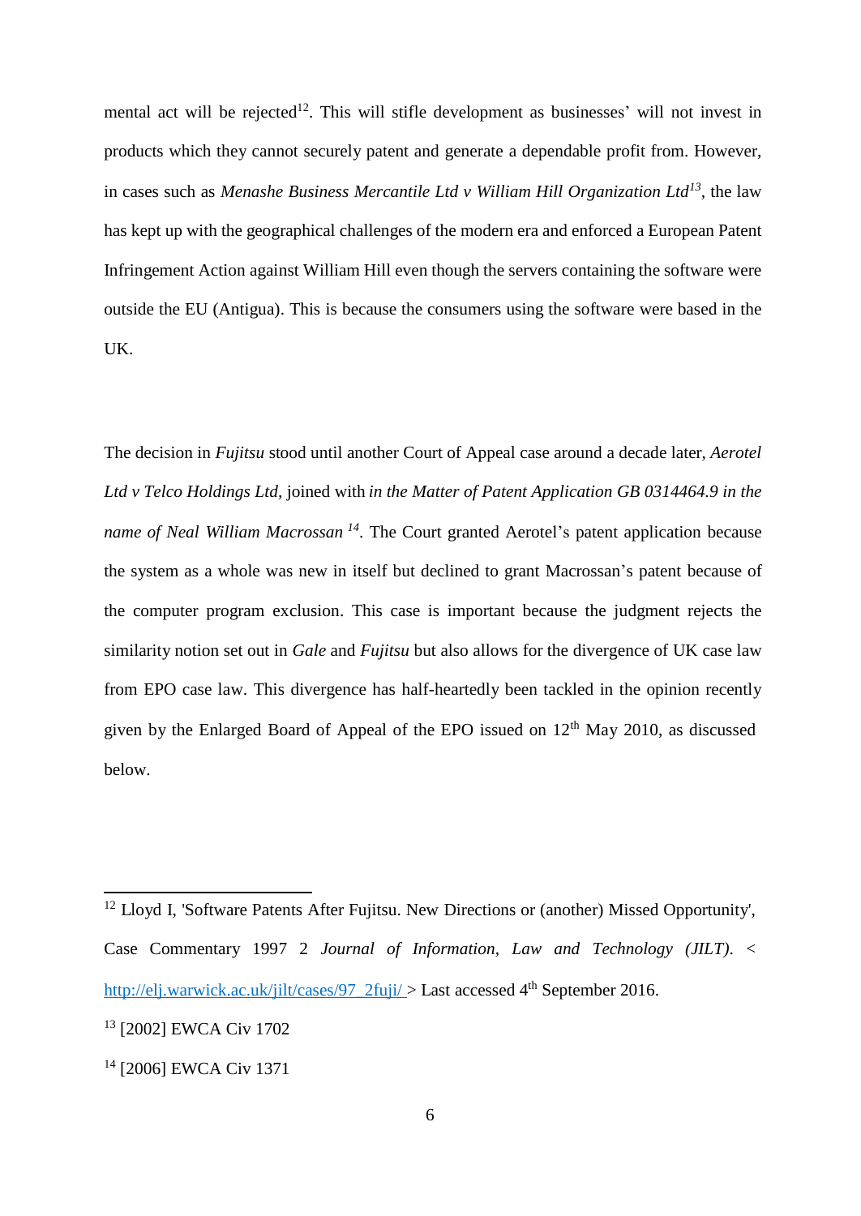mental act will be rejected[12]. This will stifle development as businesses' will not invest in products which they cannot securely patent and generate a dependable profit from. However, in cases such as *Menashe Business Mercantile Ltd v William Hill Organization Ltd*[13], the law has kept up with the geographical challenges of the modern era and enforced a European Patent Infringement Action against William Hill even though the servers containing the software were outside the EU (Antigua). This is because the consumers using the software were based in the UK.

The decision in *Fujitsu* stood until another Court of Appeal case around a decade later, *Aerotel Ltd v Telco Holdings Ltd,* joined with *in the Matter of Patent Application GB 0314464.9 in the name of Neal William Macrossan* [14]. The Court granted Aerotel's patent application because the system as a whole was new in itself but declined to grant Macrossan's patent because of the computer program exclusion. This case is important because the judgment rejects the similarity notion set out in *Gale* and *Fujitsu* but also allows for the divergence of UK case law from EPO case law. This divergence has half-heartedly been tackled in the opinion recently given by the Enlarged Board of Appeal of the EPO issued on 12th May 2010, as discussed below.

---

[12] Lloyd I, 'Software Patents After Fujitsu. New Directions or (another) Missed Opportunity', Case Commentary 1997 2 *Journal of Information, Law and Technology (JILT)*. < http://elj.warwick.ac.uk/jilt/cases/97_2fuji/ > Last accessed 4th September 2016.

[13] [2002] EWCA Civ 1702

[14] [2006] EWCA Civ 1371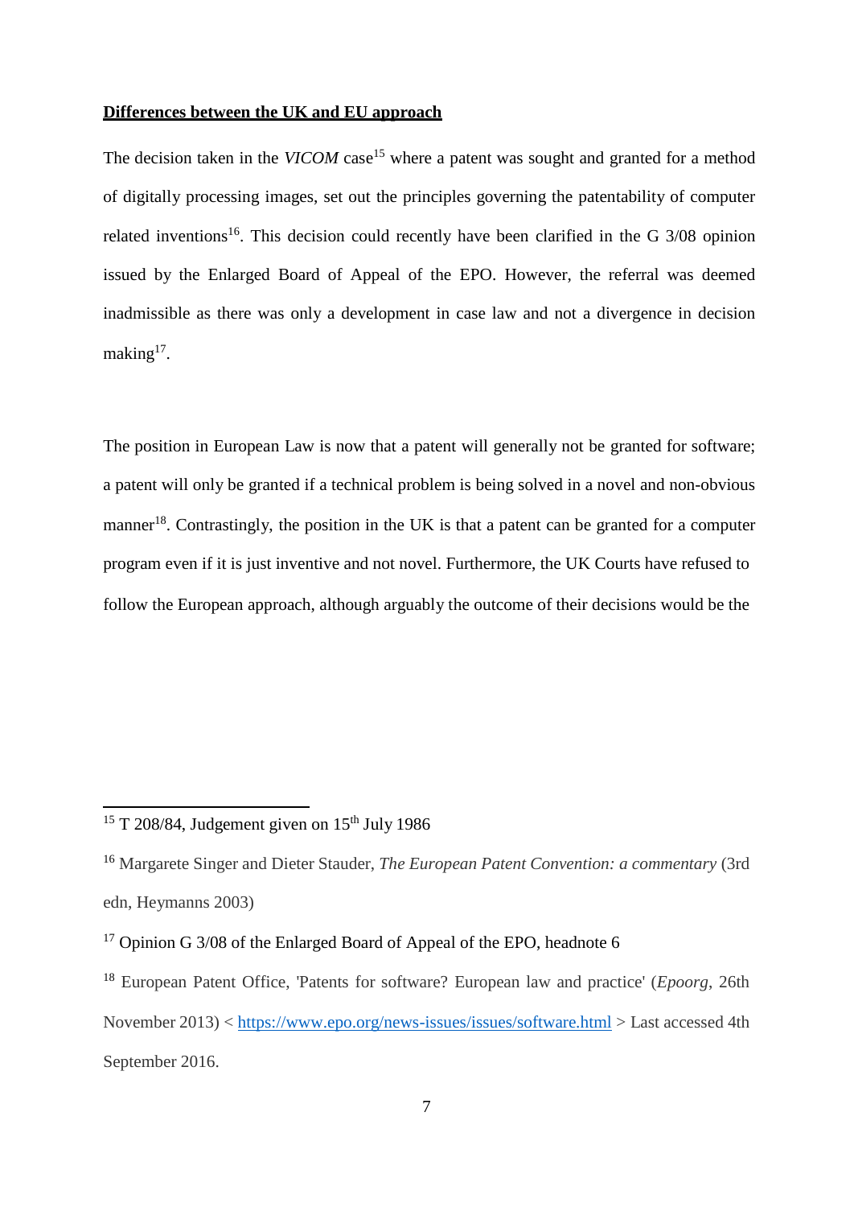**Differences between the UK and EU approach**

The decision taken in the *VICOM* case[15] where a patent was sought and granted for a method of digitally processing images, set out the principles governing the patentability of computer related inventions[16]. This decision could recently have been clarified in the G 3/08 opinion issued by the Enlarged Board of Appeal of the EPO. However, the referral was deemed inadmissible as there was only a development in case law and not a divergence in decision making[17].

The position in European Law is now that a patent will generally not be granted for software; a patent will only be granted if a technical problem is being solved in a novel and non-obvious manner[18]. Contrastingly, the position in the UK is that a patent can be granted for a computer program even if it is just inventive and not novel. Furthermore, the UK Courts have refused to follow the European approach, although arguably the outcome of their decisions would be the

---

[15] T 208/84, Judgement given on 15th July 1986

[16] Margarete Singer and Dieter Stauder, *The European Patent Convention: a commentary* (3rd edn, Heymanns 2003)

[17] Opinion G 3/08 of the Enlarged Board of Appeal of the EPO, headnote 6

[18] European Patent Office, 'Patents for software? European law and practice' (*Epoorg*, 26th November 2013) < https://www.epo.org/news-issues/issues/software.html > Last accessed 4th September 2016.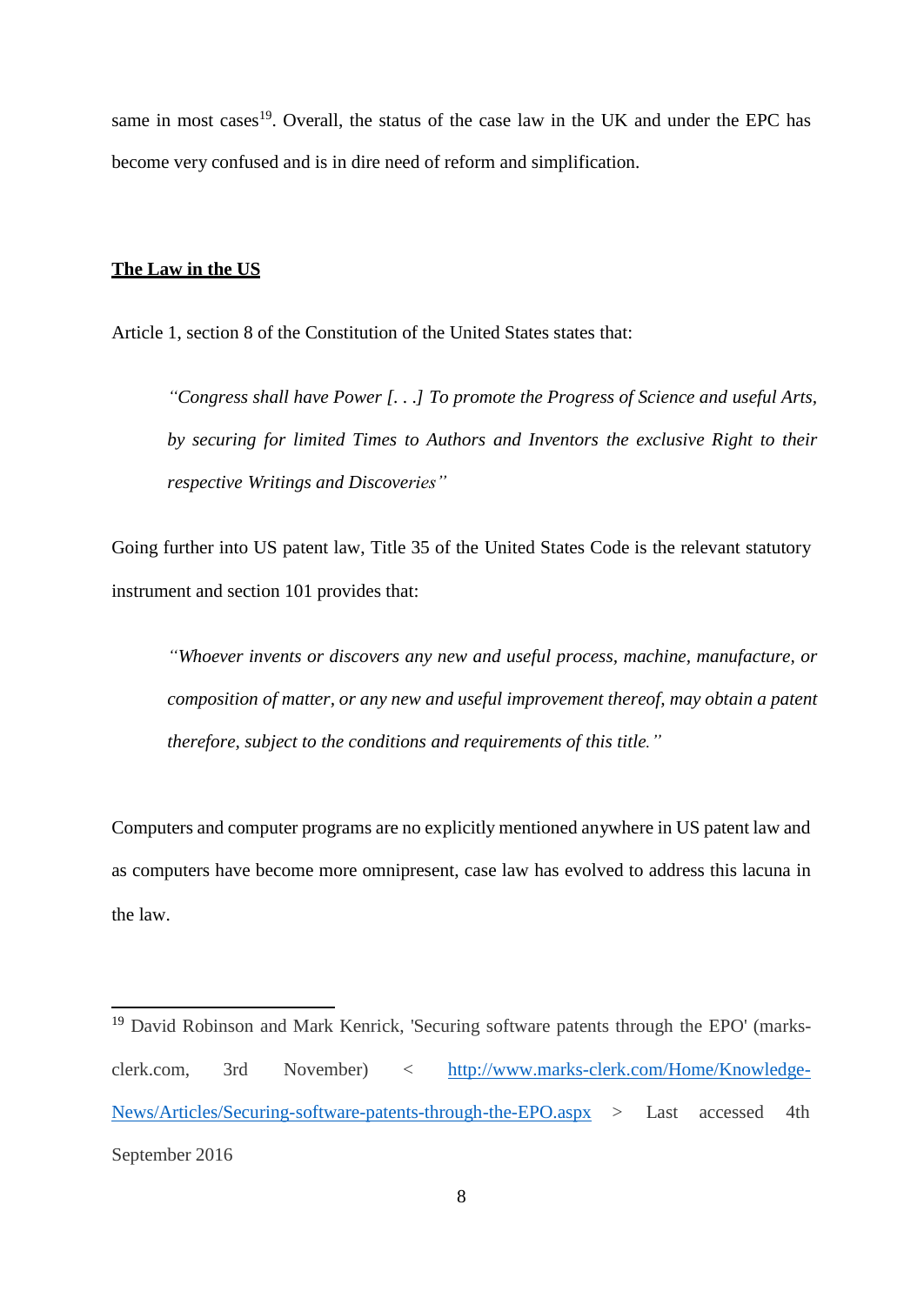same in most cases[19]. Overall, the status of the case law in the UK and under the EPC has become very confused and is in dire need of reform and simplification.

**The Law in the US**

Article 1, section 8 of the Constitution of the United States states that:

> *"Congress shall have Power [. . .] To promote the Progress of Science and useful Arts, by securing for limited Times to Authors and Inventors the exclusive Right to their respective Writings and Discoveries"*

Going further into US patent law, Title 35 of the United States Code is the relevant statutory instrument and section 101 provides that:

> *"Whoever invents or discovers any new and useful process, machine, manufacture, or composition of matter, or any new and useful improvement thereof, may obtain a patent therefore, subject to the conditions and requirements of this title."*

Computers and computer programs are no explicitly mentioned anywhere in US patent law and as computers have become more omnipresent, case law has evolved to address this lacuna in the law.

---

[19] David Robinson and Mark Kenrick, 'Securing software patents through the EPO' (marks-clerk.com, 3rd November) < http://www.marks-clerk.com/Home/Knowledge-News/Articles/Securing-software-patents-through-the-EPO.aspx > Last accessed 4th September 2016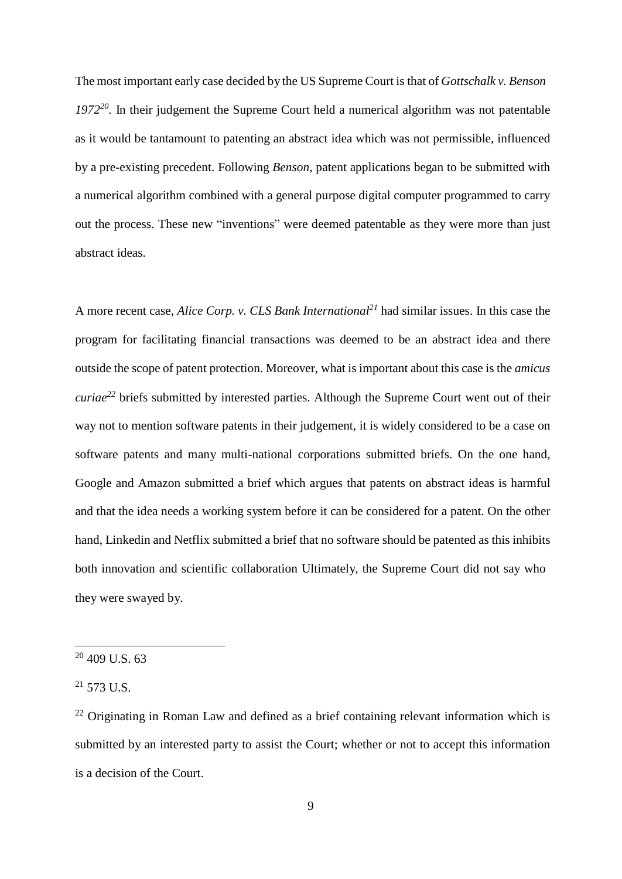The most important early case decided by the US Supreme Court is that of *Gottschalk v. Benson 1972*[20]. In their judgement the Supreme Court held a numerical algorithm was not patentable as it would be tantamount to patenting an abstract idea which was not permissible, influenced by a pre-existing precedent. Following *Benson*, patent applications began to be submitted with a numerical algorithm combined with a general purpose digital computer programmed to carry out the process. These new "inventions" were deemed patentable as they were more than just abstract ideas.

A more recent case, *Alice Corp. v. CLS Bank International*[21] had similar issues. In this case the program for facilitating financial transactions was deemed to be an abstract idea and there outside the scope of patent protection. Moreover, what is important about this case is the *amicus curiae*[22] briefs submitted by interested parties. Although the Supreme Court went out of their way not to mention software patents in their judgement, it is widely considered to be a case on software patents and many multi-national corporations submitted briefs. On the one hand, Google and Amazon submitted a brief which argues that patents on abstract ideas is harmful and that the idea needs a working system before it can be considered for a patent. On the other hand, Linkedin and Netflix submitted a brief that no software should be patented as this inhibits both innovation and scientific collaboration Ultimately, the Supreme Court did not say who they were swayed by.

---

[20] 409 U.S. 63

[21] 573 U.S.

[22] Originating in Roman Law and defined as a brief containing relevant information which is submitted by an interested party to assist the Court; whether or not to accept this information is a decision of the Court.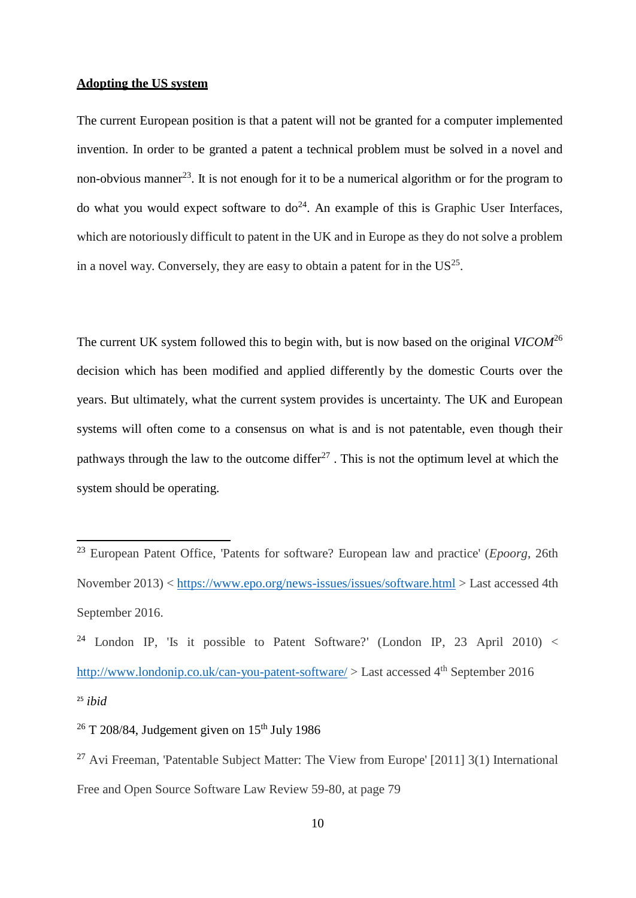**Adopting the US system**

The current European position is that a patent will not be granted for a computer implemented invention. In order to be granted a patent a technical problem must be solved in a novel and non-obvious manner[23]. It is not enough for it to be a numerical algorithm or for the program to do what you would expect software to do[24]. An example of this is Graphic User Interfaces, which are notoriously difficult to patent in the UK and in Europe as they do not solve a problem in a novel way. Conversely, they are easy to obtain a patent for in the US[25].

The current UK system followed this to begin with, but is now based on the original *VICOM*[26] decision which has been modified and applied differently by the domestic Courts over the years. But ultimately, what the current system provides is uncertainty. The UK and European systems will often come to a consensus on what is and is not patentable, even though their pathways through the law to the outcome differ[27] . This is not the optimum level at which the system should be operating.

---

[23] European Patent Office, 'Patents for software? European law and practice' (*Epoorg*, 26th November 2013) < https://www.epo.org/news-issues/issues/software.html > Last accessed 4th September 2016.

[24] London IP, 'Is it possible to Patent Software?' (London IP, 23 April 2010) < http://www.londonip.co.uk/can-you-patent-software/ > Last accessed 4th September 2016

[25] *ibid*

[26] T 208/84, Judgement given on 15th July 1986

[27] Avi Freeman, 'Patentable Subject Matter: The View from Europe' [2011] 3(1) International Free and Open Source Software Law Review 59-80, at page 79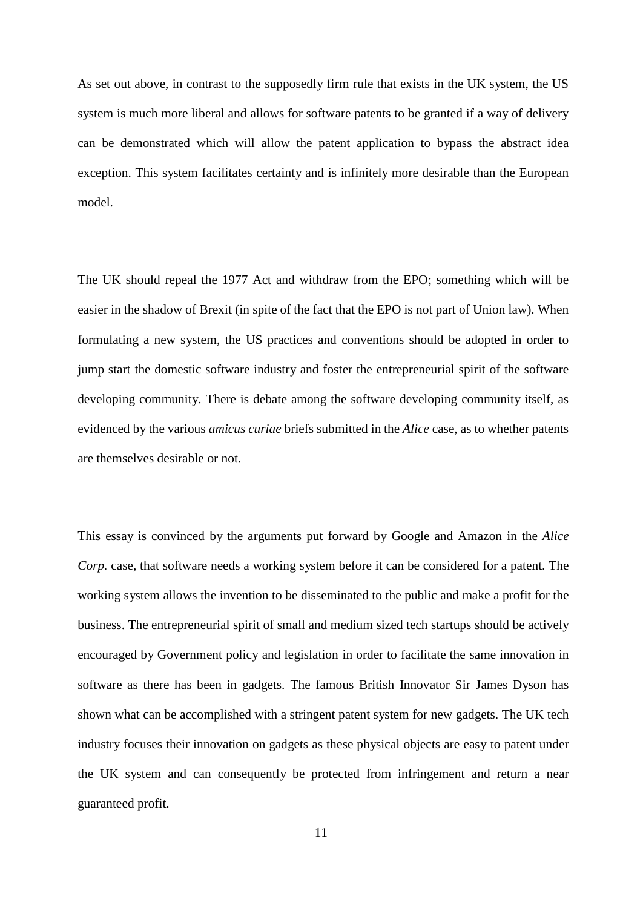As set out above, in contrast to the supposedly firm rule that exists in the UK system, the US system is much more liberal and allows for software patents to be granted if a way of delivery can be demonstrated which will allow the patent application to bypass the abstract idea exception. This system facilitates certainty and is infinitely more desirable than the European model.

The UK should repeal the 1977 Act and withdraw from the EPO; something which will be easier in the shadow of Brexit (in spite of the fact that the EPO is not part of Union law). When formulating a new system, the US practices and conventions should be adopted in order to jump start the domestic software industry and foster the entrepreneurial spirit of the software developing community. There is debate among the software developing community itself, as evidenced by the various *amicus curiae* briefs submitted in the *Alice* case, as to whether patents are themselves desirable or not.

This essay is convinced by the arguments put forward by Google and Amazon in the *Alice Corp.* case, that software needs a working system before it can be considered for a patent. The working system allows the invention to be disseminated to the public and make a profit for the business. The entrepreneurial spirit of small and medium sized tech startups should be actively encouraged by Government policy and legislation in order to facilitate the same innovation in software as there has been in gadgets. The famous British Innovator Sir James Dyson has shown what can be accomplished with a stringent patent system for new gadgets. The UK tech industry focuses their innovation on gadgets as these physical objects are easy to patent under the UK system and can consequently be protected from infringement and return a near guaranteed profit.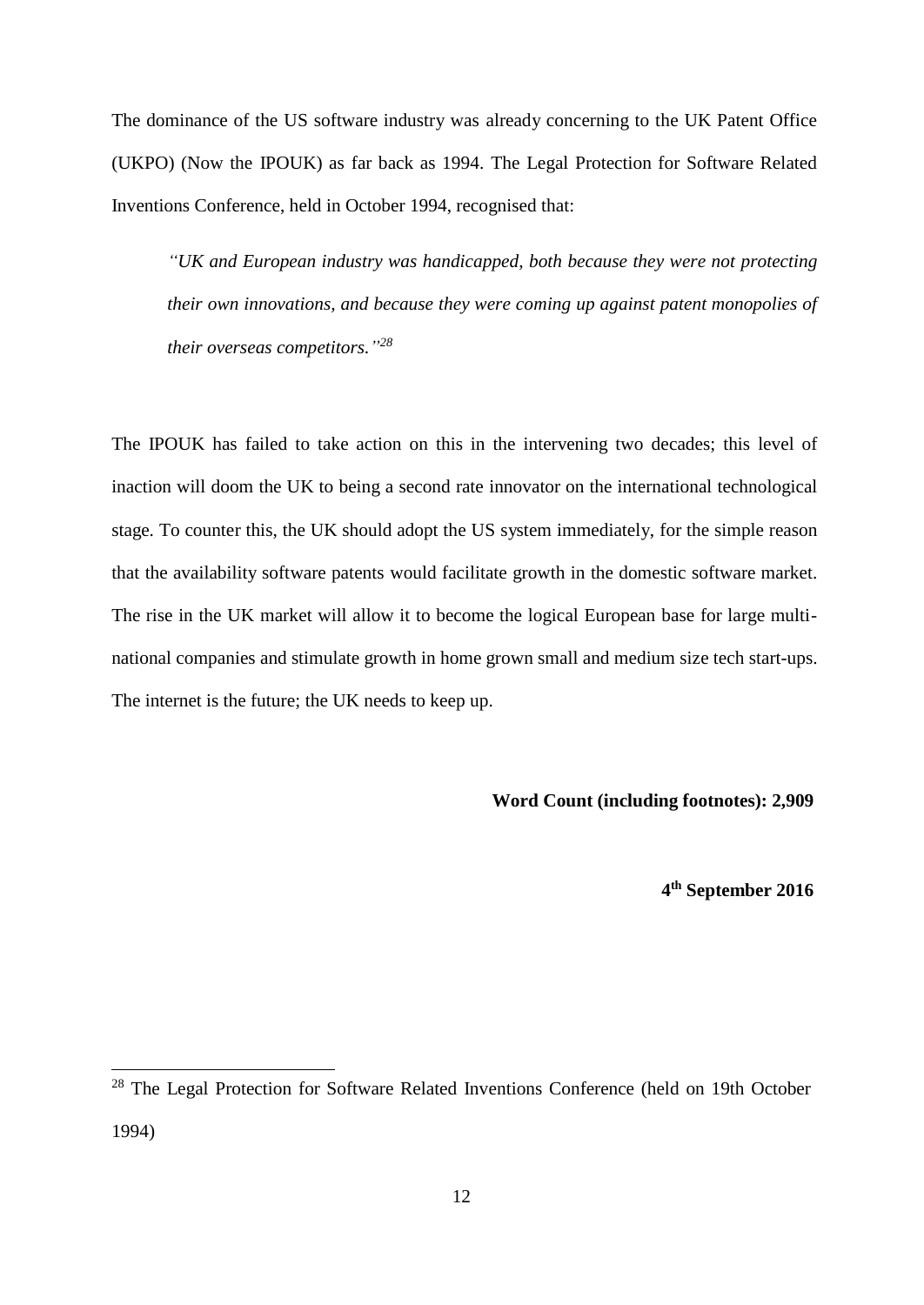The dominance of the US software industry was already concerning to the UK Patent Office (UKPO) (Now the IPOUK) as far back as 1994. The Legal Protection for Software Related Inventions Conference, held in October 1994, recognised that:

> *"UK and European industry was handicapped, both because they were not protecting their own innovations, and because they were coming up against patent monopolies of their overseas competitors."*[28]

The IPOUK has failed to take action on this in the intervening two decades; this level of inaction will doom the UK to being a second rate innovator on the international technological stage. To counter this, the UK should adopt the US system immediately, for the simple reason that the availability software patents would facilitate growth in the domestic software market. The rise in the UK market will allow it to become the logical European base for large multi-national companies and stimulate growth in home grown small and medium size tech start-ups. The internet is the future; the UK needs to keep up.

**Word Count (including footnotes): 2,909**

**4th September 2016**

---

[28] The Legal Protection for Software Related Inventions Conference (held on 19th October 1994)